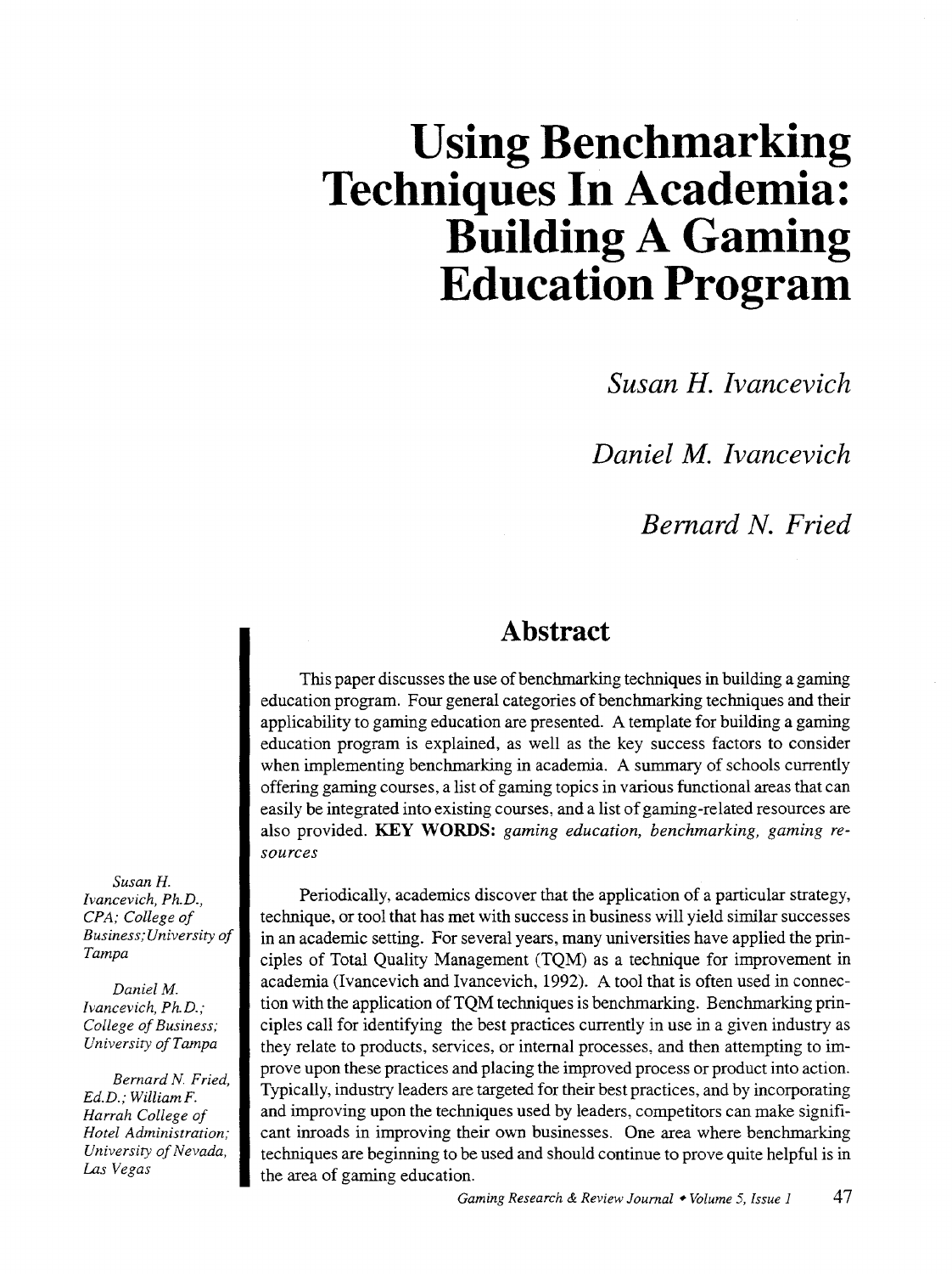# Using Benchmarking Techniques In Academia: Building A Gaming Education Program

*Susan H. Ivancevich*

*Daniel M. Ivancevich*

*Bernard N. Fried*

## Abstract

This paper discusses the use of benchmarking techniques in building a gaming education program. Four general categories of benchmarking techniques and their applicability to gaming education are presented. A template for building a gaming education program is explained, as well as the key success factors to consider when implementing benchmarking in academia. A summary of schools currently offering gaming courses, a list of gaming topics in various functional areas that can easily be integrated into existing courses, and a list of gaming-related resources are also provided. **KEY WORDS:** *gaming education, benchmarking, gaming resources*

*Susan H. Ivancevich, Ph.D., CPA; College of Business; University of Tampa*

*Daniel M. Ivancevich, Ph.D.; College of Business; University of Tampa*

*Bernard N. Fried, Ed.D.; William F. Harrah College of Hotel Administration; University of Nevada, Las Vegas*

Periodically, academics discover that the application of a particular strategy, technique, or tool that has met with success in business will yield similar successes in an academic setting. For several years, many universities have applied the principles of Total Quality Management (TQM) as a technique for improvement in academia (Ivancevich and Ivancevich, 1992). A tool that is often used in connection with the application of TQM techniques is benchmarking. Benchmarking principles call for identifying the best practices currently in use in a given industry as they relate to products, services, or internal processes, and then attempting to improve upon these practices and placing the improved process or product into action. Typically, industry leaders are targeted for their best practices, and by incorporating and improving upon the techniques used by leaders, competitors can make significant inroads in improving their own businesses. One area where benchmarking techniques are beginning to be used and should continue to prove quite helpful is in the area of gaming education.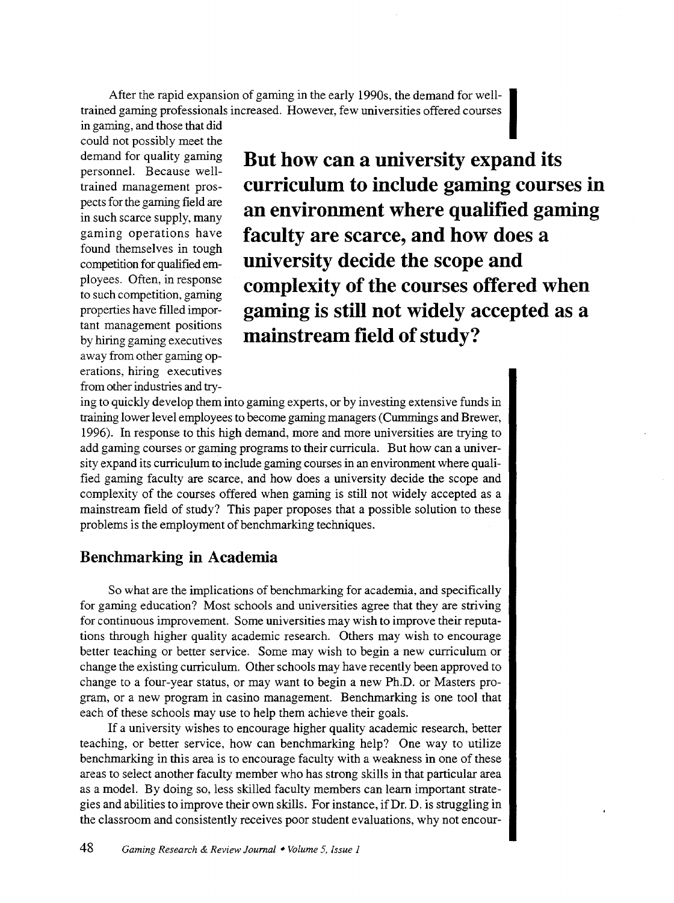After the rapid expansion of gaming in the early 1990s, the demand for well-trained gaming professionals increased. However, few universities offered courses in gaming, and those that did could not possibly meet the demand for quality gaming personnel. Because well-trained management prospects for the gaming field are in such scarce supply, many gaming operations have found themselves in tough competition for qualified employees. Often, in response to such competition, gaming properties have filled important management positions by hiring gaming executives away from other gaming operations, hiring executives from other industries and trying to quickly develop them into gaming experts, or by investing extensive funds in training lower level employees to become gaming managers (Cummings and Brewer, 1996). In response to this high demand, more and more universities are trying to add gaming courses or gaming programs to their curricula. But how can a university expand its curriculum to include gaming courses in an environment where qualified gaming faculty are scarce, and how does a university decide the scope and complexity of the courses offered when gaming is still not widely accepted as a mainstream field of study? This paper proposes that a possible solution to these problems is the employment of benchmarking techniques.

**But how can a university expand its curriculum to include gaming courses in an environment where qualified gaming faculty are scarce, and how does a university decide the scope and complexity of the courses offered when gaming is still not widely accepted as a mainstream field of study?**

## Benchmarking in Academia

So what are the implications of benchmarking for academia, and specifically for gaming education? Most schools and universities agree that they are striving for continuous improvement. Some universities may wish to improve their reputations through higher quality academic research. Others may wish to encourage better teaching or better service. Some may wish to begin a new curriculum or change the existing curriculum. Other schools may have recently been approved to change to a four-year status, or may want to begin a new Ph.D. or Masters program, or a new program in casino management. Benchmarking is one tool that each of these schools may use to help them achieve their goals.

If a university wishes to encourage higher quality academic research, better teaching, or better service, how can benchmarking help? One way to utilize benchmarking in this area is to encourage faculty with a weakness in one of these areas to select another faculty member who has strong skills in that particular area as a model. By doing so, less skilled faculty members can learn important strategies and abilities to improve their own skills. For instance, if Dr. D. is struggling in the classroom and consistently receives poor student evaluations, why not encour-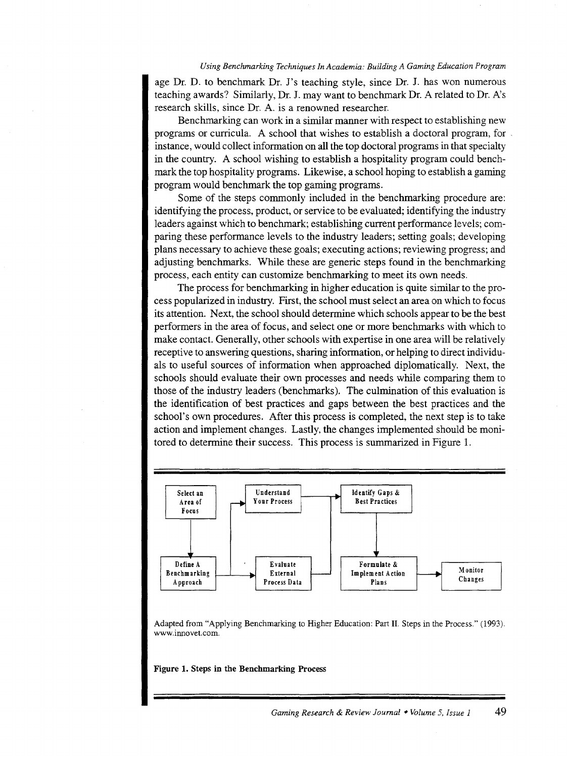age Dr. D. to benchmark Dr. J's teaching style, since Dr. J. has won numerous teaching awards? Similarly, Dr. J. may want to benchmark Dr. A related to Dr. A's research skills, since Dr. A. is a renowned researcher.

Benchmarking can work in a similar manner with respect to establishing new programs or curricula. A school that wishes to establish a doctoral program, for instance, would collect information on all the top doctoral programs in that specialty in the country. A school wishing to establish a hospitality program could benchmark the top hospitality programs. Likewise, a school hoping to establish a gaming program would benchmark the top gaming programs.

Some of the steps commonly included in the benchmarking procedure are: identifying the process, product, or service to be evaluated; identifying the industry leaders against which to benchmark; establishing current performance levels; comparing these performance levels to the industry leaders; setting goals; developing plans necessary to achieve these goals; executing actions; reviewing progress; and adjusting benchmarks. While these are generic steps found in the benchmarking process, each entity can customize benchmarking to meet its own needs.

The process for benchmarking in higher education is quite similar to the process popularized in industry. First, the school must select an area on which to focus its attention. Next, the school should determine which schools appear to be the best performers in the area of focus, and select one or more benchmarks with which to make contact. Generally, other schools with expertise in one area will be relatively receptive to answering questions, sharing information, or helping to direct individuals to useful sources of information when approached diplomatically. Next, the schools should evaluate their own processes and needs while comparing them to those of the industry leaders (benchmarks). The culmination of this evaluation is the identification of best practices and gaps between the best practices and the school's own procedures. After this process is completed, the next step is to take action and implement changes. Lastly, the changes implemented should be monitored to determine their success. This process is summarized in Figure 1.

Select an Area of Focus → Define A Benchmarking Approach → Understand Your Process / Evaluate External Process Data → Identify Gaps & Best Practices → Formulate & Implement Action Plans → Monitor Changes

Adapted from "Applying Benchmarking to Higher Education: Part II. Steps in the Process." (1993). www.innovet.com.

**Figure 1. Steps in the Benchmarking Process**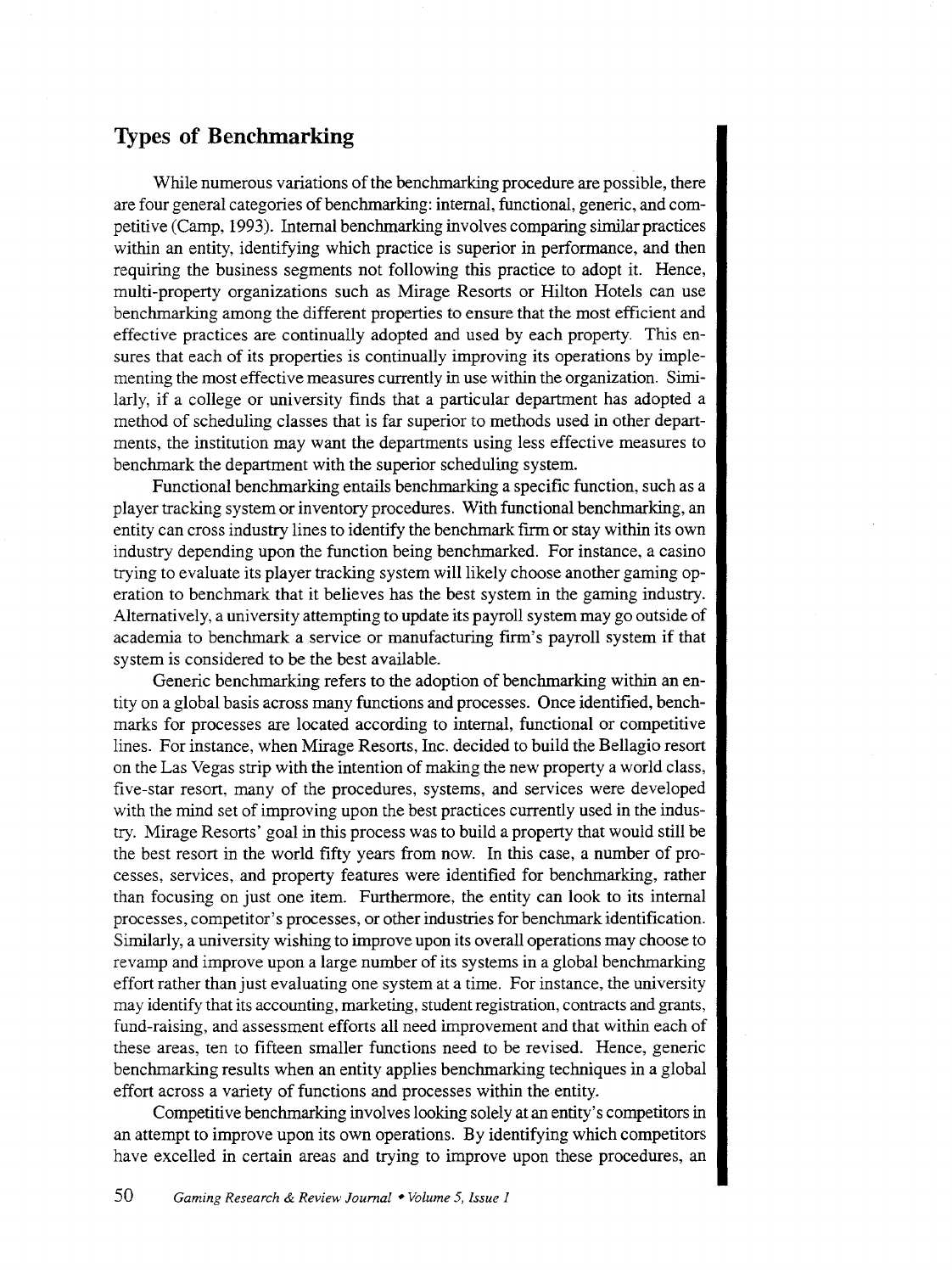## Types of Benchmarking

While numerous variations of the benchmarking procedure are possible, there are four general categories of benchmarking: internal, functional, generic, and competitive (Camp, 1993). Internal benchmarking involves comparing similar practices within an entity, identifying which practice is superior in performance, and then requiring the business segments not following this practice to adopt it. Hence, multi-property organizations such as Mirage Resorts or Hilton Hotels can use benchmarking among the different properties to ensure that the most efficient and effective practices are continually adopted and used by each property. This ensures that each of its properties is continually improving its operations by implementing the most effective measures currently in use within the organization. Similarly, if a college or university finds that a particular department has adopted a method of scheduling classes that is far superior to methods used in other departments, the institution may want the departments using less effective measures to benchmark the department with the superior scheduling system.

Functional benchmarking entails benchmarking a specific function, such as a player tracking system or inventory procedures. With functional benchmarking, an entity can cross industry lines to identify the benchmark firm or stay within its own industry depending upon the function being benchmarked. For instance, a casino trying to evaluate its player tracking system will likely choose another gaming operation to benchmark that it believes has the best system in the gaming industry. Alternatively, a university attempting to update its payroll system may go outside of academia to benchmark a service or manufacturing firm's payroll system if that system is considered to be the best available.

Generic benchmarking refers to the adoption of benchmarking within an entity on a global basis across many functions and processes. Once identified, benchmarks for processes are located according to internal, functional or competitive lines. For instance, when Mirage Resorts, Inc. decided to build the Bellagio resort on the Las Vegas strip with the intention of making the new property a world class, five-star resort, many of the procedures, systems, and services were developed with the mind set of improving upon the best practices currently used in the industry. Mirage Resorts' goal in this process was to build a property that would still be the best resort in the world fifty years from now. In this case, a number of processes, services, and property features were identified for benchmarking, rather than focusing on just one item. Furthermore, the entity can look to its internal processes, competitor's processes, or other industries for benchmark identification. Similarly, a university wishing to improve upon its overall operations may choose to revamp and improve upon a large number of its systems in a global benchmarking effort rather than just evaluating one system at a time. For instance, the university may identify that its accounting, marketing, student registration, contracts and grants, fund-raising, and assessment efforts all need improvement and that within each of these areas, ten to fifteen smaller functions need to be revised. Hence, generic benchmarking results when an entity applies benchmarking techniques in a global effort across a variety of functions and processes within the entity.

Competitive benchmarking involves looking solely at an entity's competitors in an attempt to improve upon its own operations. By identifying which competitors have excelled in certain areas and trying to improve upon these procedures, an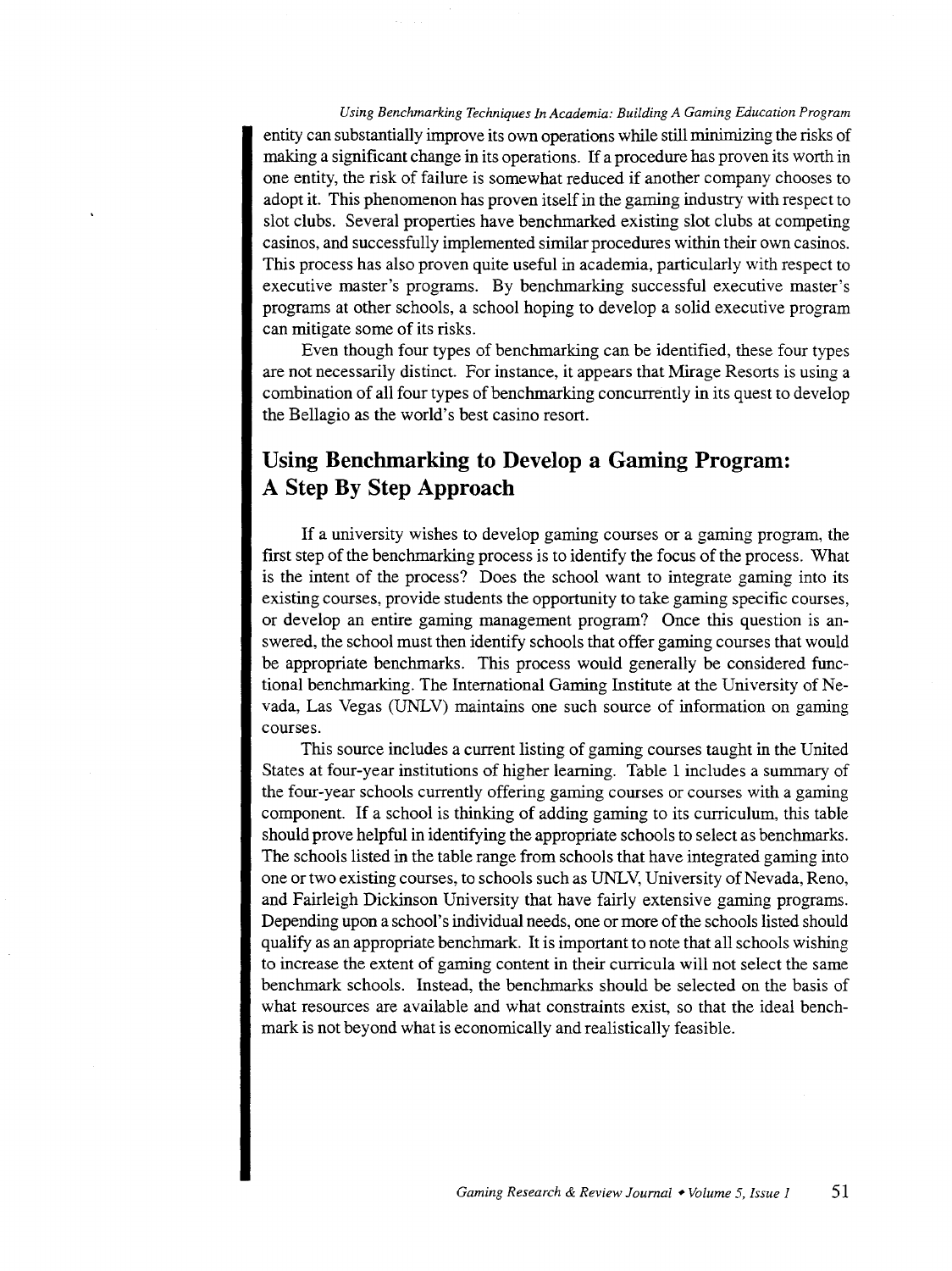entity can substantially improve its own operations while still minimizing the risks of making a significant change in its operations. If a procedure has proven its worth in one entity, the risk of failure is somewhat reduced if another company chooses to adopt it. This phenomenon has proven itself in the gaming industry with respect to slot clubs. Several properties have benchmarked existing slot clubs at competing casinos, and successfully implemented similar procedures within their own casinos. This process has also proven quite useful in academia, particularly with respect to executive master's programs. By benchmarking successful executive master's programs at other schools, a school hoping to develop a solid executive program can mitigate some of its risks.

Even though four types of benchmarking can be identified, these four types are not necessarily distinct. For instance, it appears that Mirage Resorts is using a combination of all four types of benchmarking concurrently in its quest to develop the Bellagio as the world's best casino resort.

## Using Benchmarking to Develop a Gaming Program: A Step By Step Approach

If a university wishes to develop gaming courses or a gaming program, the first step of the benchmarking process is to identify the focus of the process. What is the intent of the process? Does the school want to integrate gaming into its existing courses, provide students the opportunity to take gaming specific courses, or develop an entire gaming management program? Once this question is answered, the school must then identify schools that offer gaming courses that would be appropriate benchmarks. This process would generally be considered functional benchmarking. The International Gaming Institute at the University of Nevada, Las Vegas (UNLV) maintains one such source of information on gaming courses.

This source includes a current listing of gaming courses taught in the United States at four-year institutions of higher learning. Table 1 includes a summary of the four-year schools currently offering gaming courses or courses with a gaming component. If a school is thinking of adding gaming to its curriculum, this table should prove helpful in identifying the appropriate schools to select as benchmarks. The schools listed in the table range from schools that have integrated gaming into one or two existing courses, to schools such as UNLV, University of Nevada, Reno, and Fairleigh Dickinson University that have fairly extensive gaming programs. Depending upon a school's individual needs, one or more of the schools listed should qualify as an appropriate benchmark. It is important to note that all schools wishing to increase the extent of gaming content in their curricula will not select the same benchmark schools. Instead, the benchmarks should be selected on the basis of what resources are available and what constraints exist, so that the ideal benchmark is not beyond what is economically and realistically feasible.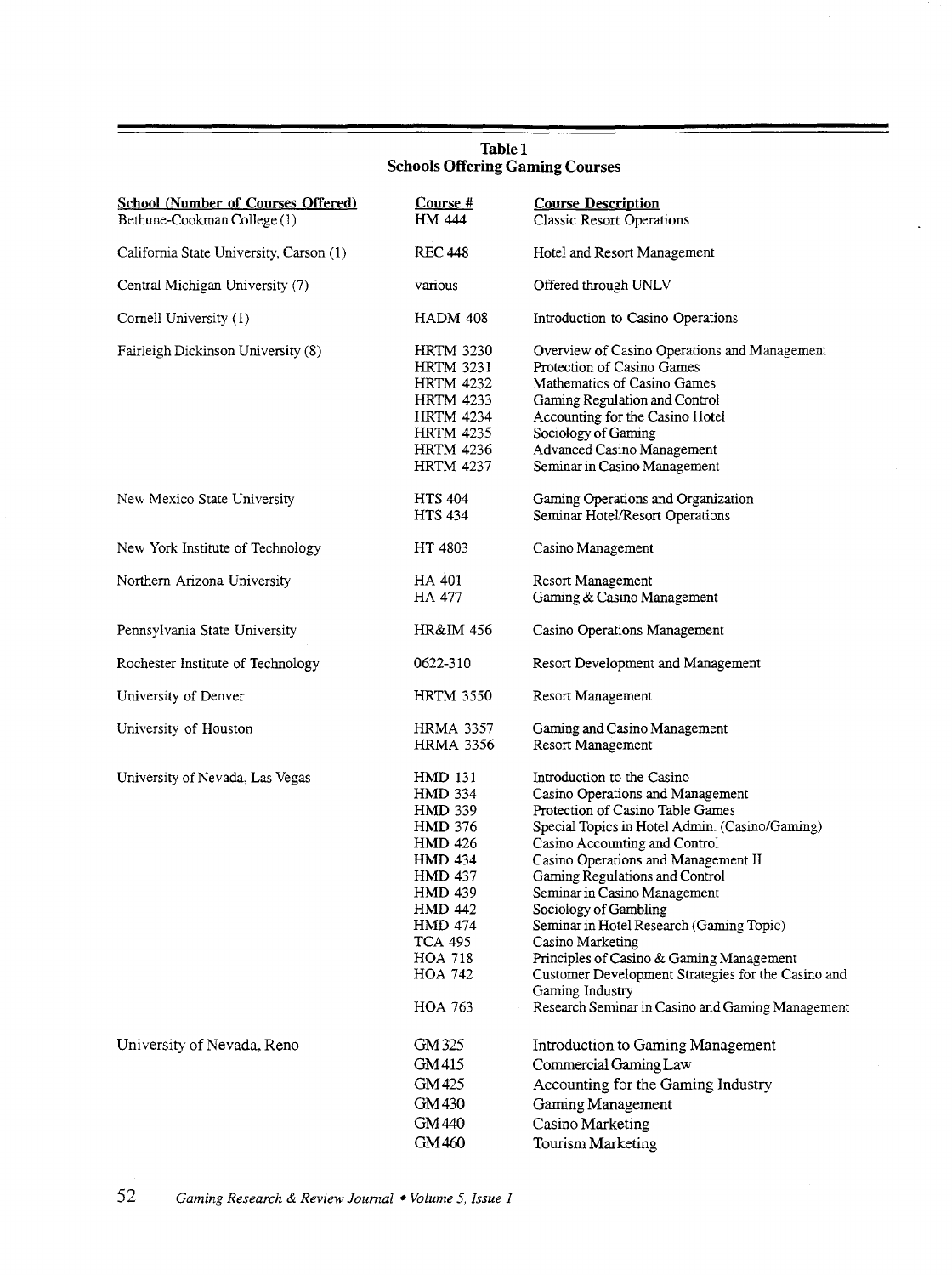**Table 1**
**Schools Offering Gaming Courses**

| School (Number of Courses Offered) | Course # | Course Description |
|---|---|---|
| Bethune-Cookman College (1) | HM 444 | Classic Resort Operations |
| California State University, Carson (1) | REC 448 | Hotel and Resort Management |
| Central Michigan University (7) | various | Offered through UNLV |
| Cornell University (1) | HADM 408 | Introduction to Casino Operations |
| Fairleigh Dickinson University (8) | HRTM 3230 | Overview of Casino Operations and Management |
| | HRTM 3231 | Protection of Casino Games |
| | HRTM 4232 | Mathematics of Casino Games |
| | HRTM 4233 | Gaming Regulation and Control |
| | HRTM 4234 | Accounting for the Casino Hotel |
| | HRTM 4235 | Sociology of Gaming |
| | HRTM 4236 | Advanced Casino Management |
| | HRTM 4237 | Seminar in Casino Management |
| New Mexico State University | HTS 404 | Gaming Operations and Organization |
| | HTS 434 | Seminar Hotel/Resort Operations |
| New York Institute of Technology | HT 4803 | Casino Management |
| Northern Arizona University | HA 401 | Resort Management |
| | HA 477 | Gaming & Casino Management |
| Pennsylvania State University | HR&IM 456 | Casino Operations Management |
| Rochester Institute of Technology | 0622-310 | Resort Development and Management |
| University of Denver | HRTM 3550 | Resort Management |
| University of Houston | HRMA 3357 | Gaming and Casino Management |
| | HRMA 3356 | Resort Management |
| University of Nevada, Las Vegas | HMD 131 | Introduction to the Casino |
| | HMD 334 | Casino Operations and Management |
| | HMD 339 | Protection of Casino Table Games |
| | HMD 376 | Special Topics in Hotel Admin. (Casino/Gaming) |
| | HMD 426 | Casino Accounting and Control |
| | HMD 434 | Casino Operations and Management II |
| | HMD 437 | Gaming Regulations and Control |
| | HMD 439 | Seminar in Casino Management |
| | HMD 442 | Sociology of Gambling |
| | HMD 474 | Seminar in Hotel Research (Gaming Topic) |
| | TCA 495 | Casino Marketing |
| | HOA 718 | Principles of Casino & Gaming Management |
| | HOA 742 | Customer Development Strategies for the Casino and Gaming Industry |
| | HOA 763 | Research Seminar in Casino and Gaming Management |
| University of Nevada, Reno | GM 325 | Introduction to Gaming Management |
| | GM 415 | Commercial Gaming Law |
| | GM 425 | Accounting for the Gaming Industry |
| | GM 430 | Gaming Management |
| | GM 440 | Casino Marketing |
| | GM 460 | Tourism Marketing |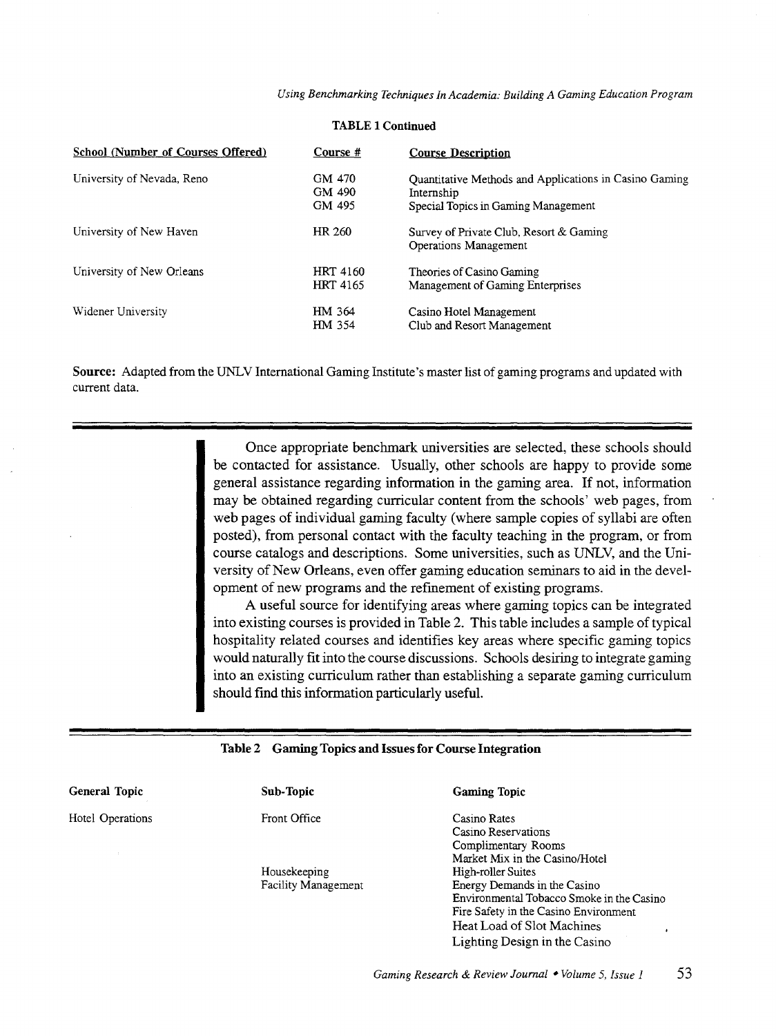**TABLE 1 Continued**

| School (Number of Courses Offered) | Course # | Course Description |
|---|---|---|
| University of Nevada, Reno | GM 470 | Quantitative Methods and Applications in Casino Gaming |
| | GM 490 | Internship |
| | GM 495 | Special Topics in Gaming Management |
| University of New Haven | HR 260 | Survey of Private Club, Resort & Gaming Operations Management |
| University of New Orleans | HRT 4160 | Theories of Casino Gaming |
| | HRT 4165 | Management of Gaming Enterprises |
| Widener University | HM 364 | Casino Hotel Management |
| | HM 354 | Club and Resort Management |

**Source:** Adapted from the UNLV International Gaming Institute's master list of gaming programs and updated with current data.

Once appropriate benchmark universities are selected, these schools should be contacted for assistance. Usually, other schools are happy to provide some general assistance regarding information in the gaming area. If not, information may be obtained regarding curricular content from the schools' web pages, from web pages of individual gaming faculty (where sample copies of syllabi are often posted), from personal contact with the faculty teaching in the program, or from course catalogs and descriptions. Some universities, such as UNLV, and the University of New Orleans, even offer gaming education seminars to aid in the development of new programs and the refinement of existing programs.

A useful source for identifying areas where gaming topics can be integrated into existing courses is provided in Table 2. This table includes a sample of typical hospitality related courses and identifies key areas where specific gaming topics would naturally fit into the course discussions. Schools desiring to integrate gaming into an existing curriculum rather than establishing a separate gaming curriculum should find this information particularly useful.

**Table 2 Gaming Topics and Issues for Course Integration**

| General Topic | Sub-Topic | Gaming Topic |
|---|---|---|
| Hotel Operations | Front Office | Casino Rates |
| | | Casino Reservations |
| | | Complimentary Rooms |
| | | Market Mix in the Casino/Hotel |
| | Housekeeping | High-roller Suites |
| | Facility Management | Energy Demands in the Casino |
| | | Environmental Tobacco Smoke in the Casino |
| | | Fire Safety in the Casino Environment |
| | | Heat Load of Slot Machines |
| | | Lighting Design in the Casino |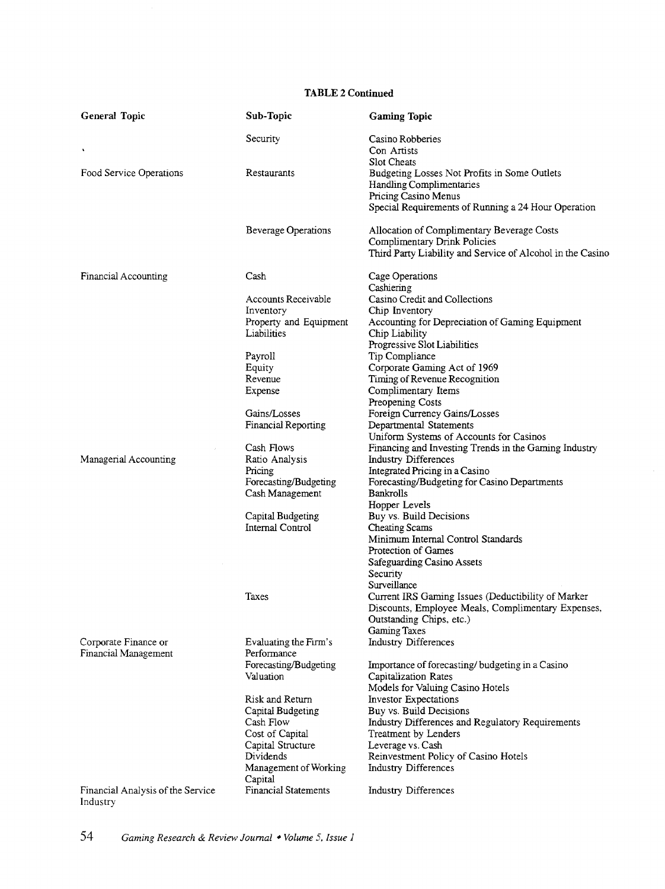**TABLE 2 Continued**

| General Topic | Sub-Topic | Gaming Topic |
|---|---|---|
| | Security | Casino Robberies |
| | | Con Artists |
| | | Slot Cheats |
| Food Service Operations | Restaurants | Budgeting Losses Not Profits in Some Outlets |
| | | Handling Complimentaries |
| | | Pricing Casino Menus |
| | | Special Requirements of Running a 24 Hour Operation |
| | Beverage Operations | Allocation of Complimentary Beverage Costs |
| | | Complimentary Drink Policies |
| | | Third Party Liability and Service of Alcohol in the Casino |
| Financial Accounting | Cash | Cage Operations |
| | | Cashiering |
| | Accounts Receivable | Casino Credit and Collections |
| | Inventory | Chip Inventory |
| | Property and Equipment | Accounting for Depreciation of Gaming Equipment |
| | Liabilities | Chip Liability |
| | | Progressive Slot Liabilities |
| | Payroll | Tip Compliance |
| | Equity | Corporate Gaming Act of 1969 |
| | Revenue | Timing of Revenue Recognition |
| | Expense | Complimentary Items |
| | | Preopening Costs |
| | Gains/Losses | Foreign Currency Gains/Losses |
| | Financial Reporting | Departmental Statements |
| | | Uniform Systems of Accounts for Casinos |
| | Cash Flows | Financing and Investing Trends in the Gaming Industry |
| Managerial Accounting | Ratio Analysis | Industry Differences |
| | Pricing | Integrated Pricing in a Casino |
| | Forecasting/Budgeting | Forecasting/Budgeting for Casino Departments |
| | Cash Management | Bankrolls |
| | | Hopper Levels |
| | Capital Budgeting | Buy vs. Build Decisions |
| | Internal Control | Cheating Scams |
| | | Minimum Internal Control Standards |
| | | Protection of Games |
| | | Safeguarding Casino Assets |
| | | Security |
| | | Surveillance |
| | Taxes | Current IRS Gaming Issues (Deductibility of Marker Discounts, Employee Meals, Complimentary Expenses, Outstanding Chips, etc.) |
| | | Gaming Taxes |
| Corporate Finance or Financial Management | Evaluating the Firm's Performance | Industry Differences |
| | Forecasting/Budgeting | Importance of forecasting/ budgeting in a Casino |
| | Valuation | Capitalization Rates |
| | | Models for Valuing Casino Hotels |
| | Risk and Return | Investor Expectations |
| | Capital Budgeting | Buy vs. Build Decisions |
| | Cash Flow | Industry Differences and Regulatory Requirements |
| | Cost of Capital | Treatment by Lenders |
| | Capital Structure | Leverage vs. Cash |
| | Dividends | Reinvestment Policy of Casino Hotels |
| | Management of Working Capital | Industry Differences |
| Financial Analysis of the Service Industry | Financial Statements | Industry Differences |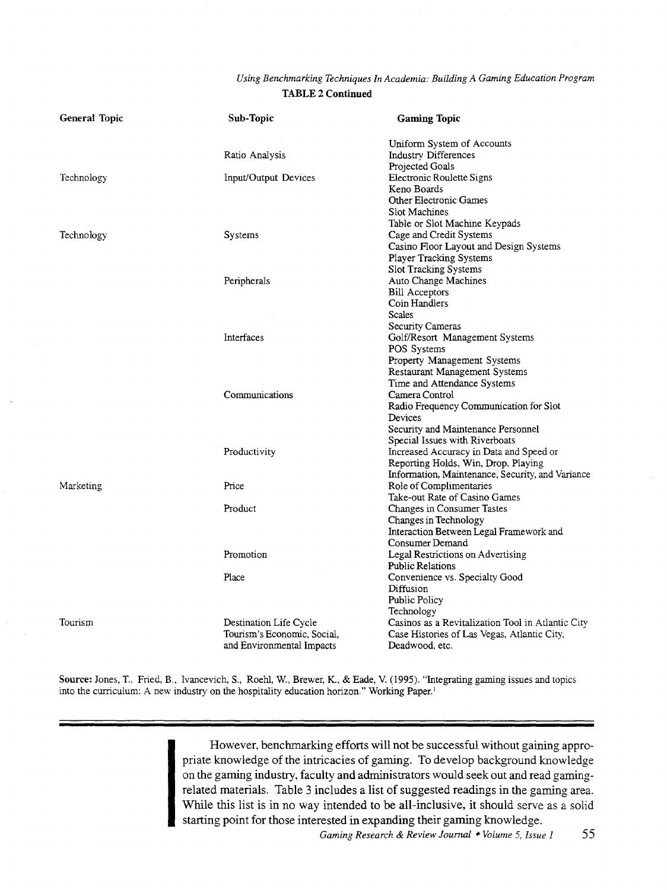**TABLE 2 Continued**

| General Topic | Sub-Topic | Gaming Topic |
|---|---|---|
| | | Uniform System of Accounts |
| | Ratio Analysis | Industry Differences |
| | | Projected Goals |
| Technology | Input/Output Devices | Electronic Roulette Signs |
| | | Keno Boards |
| | | Other Electronic Games |
| | | Slot Machines |
| | | Table or Slot Machine Keypads |
| Technology | Systems | Cage and Credit Systems |
| | | Casino Floor Layout and Design Systems |
| | | Player Tracking Systems |
| | | Slot Tracking Systems |
| | Peripherals | Auto Change Machines |
| | | Bill Acceptors |
| | | Coin Handlers |
| | | Scales |
| | | Security Cameras |
| | Interfaces | Golf/Resort Management Systems |
| | | POS Systems |
| | | Property Management Systems |
| | | Restaurant Management Systems |
| | | Time and Attendance Systems |
| | Communications | Camera Control |
| | | Radio Frequency Communication for Slot Devices |
| | | Security and Maintenance Personnel |
| | | Special Issues with Riverboats |
| | Productivity | Increased Accuracy in Data and Speed or Reporting Holds, Win, Drop. Playing Information, Maintenance, Security, and Variance |
| Marketing | Price | Role of Complimentaries |
| | | Take-out Rate of Casino Games |
| | Product | Changes in Consumer Tastes |
| | | Changes in Technology |
| | | Interaction Between Legal Framework and Consumer Demand |
| | Promotion | Legal Restrictions on Advertising |
| | | Public Relations |
| | Place | Convenience vs. Specialty Good |
| | | Diffusion |
| | | Public Policy |
| | | Technology |
| Tourism | Destination Life Cycle | Casinos as a Revitalization Tool in Atlantic City |
| | Tourism's Economic, Social, and Environmental Impacts | Case Histories of Las Vegas, Atlantic City, Deadwood, etc. |

**Source:** Jones, T., Fried, B., Ivancevich, S., Roehl, W., Brewer, K., & Eade, V. (1995). "Integrating gaming issues and topics into the curriculum: A new industry on the hospitality education horizon." Working Paper.[1]

However, benchmarking efforts will not be successful without gaining appropriate knowledge of the intricacies of gaming. To develop background knowledge on the gaming industry, faculty and administrators would seek out and read gaming-related materials. Table 3 includes a list of suggested readings in the gaming area. While this list is in no way intended to be all-inclusive, it should serve as a solid starting point for those interested in expanding their gaming knowledge.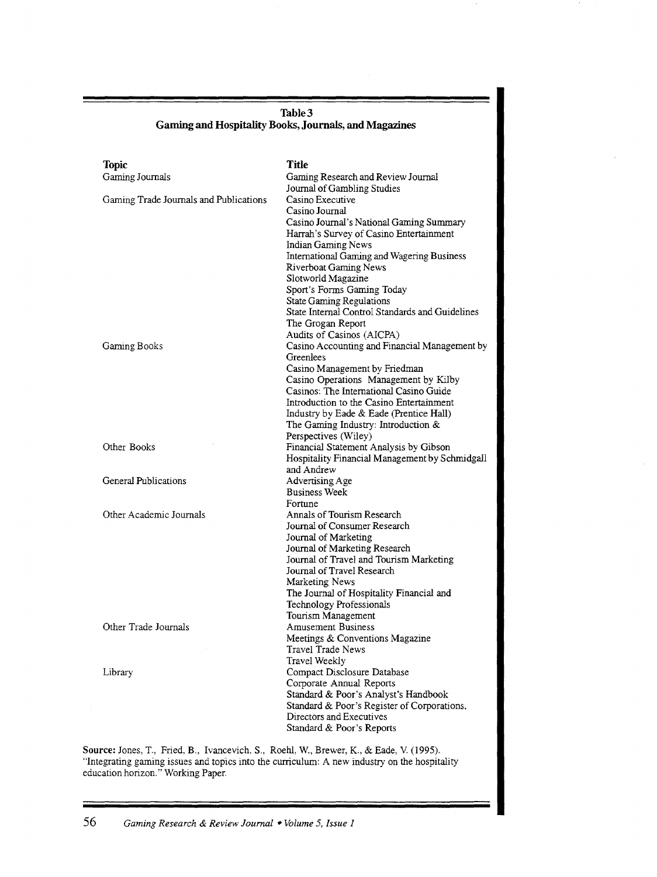**Table 3**
**Gaming and Hospitality Books, Journals, and Magazines**

| Topic | Title |
|---|---|
| Gaming Journals | Gaming Research and Review Journal |
| | Journal of Gambling Studies |
| Gaming Trade Journals and Publications | Casino Executive |
| | Casino Journal |
| | Casino Journal's National Gaming Summary |
| | Harrah's Survey of Casino Entertainment |
| | Indian Gaming News |
| | International Gaming and Wagering Business |
| | Riverboat Gaming News |
| | Slotworld Magazine |
| | Sport's Forms Gaming Today |
| | State Gaming Regulations |
| | State Internal Control Standards and Guidelines |
| | The Grogan Report |
| | Audits of Casinos (AICPA) |
| Gaming Books | Casino Accounting and Financial Management by Greenlees |
| | Casino Management by Friedman |
| | Casino Operations Management by Kilby |
| | Casinos: The International Casino Guide |
| | Introduction to the Casino Entertainment Industry by Eade & Eade (Prentice Hall) |
| | The Gaming Industry: Introduction & Perspectives (Wiley) |
| Other Books | Financial Statement Analysis by Gibson |
| | Hospitality Financial Management by Schmidgall and Andrew |
| General Publications | Advertising Age |
| | Business Week |
| | Fortune |
| Other Academic Journals | Annals of Tourism Research |
| | Journal of Consumer Research |
| | Journal of Marketing |
| | Journal of Marketing Research |
| | Journal of Travel and Tourism Marketing |
| | Journal of Travel Research |
| | Marketing News |
| | The Journal of Hospitality Financial and Technology Professionals |
| | Tourism Management |
| Other Trade Journals | Amusement Business |
| | Meetings & Conventions Magazine |
| | Travel Trade News |
| | Travel Weekly |
| Library | Compact Disclosure Database |
| | Corporate Annual Reports |
| | Standard & Poor's Analyst's Handbook |
| | Standard & Poor's Register of Corporations, Directors and Executives |
| | Standard & Poor's Reports |

**Source:** Jones, T., Fried, B., Ivancevich, S., Roehl, W., Brewer, K., & Eade, V. (1995). "Integrating gaming issues and topics into the curriculum: A new industry on the hospitality education horizon." Working Paper.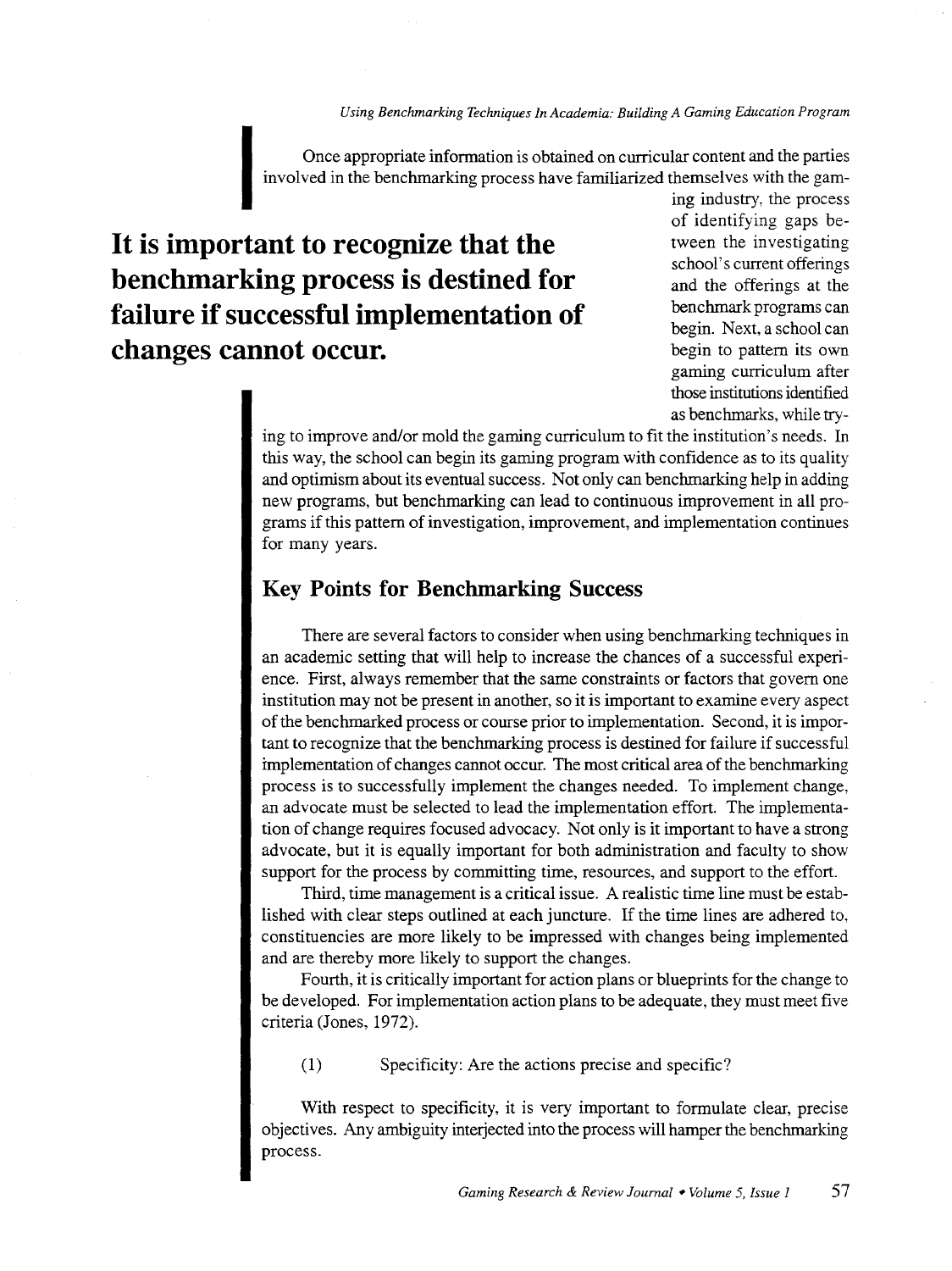Once appropriate information is obtained on curricular content and the parties involved in the benchmarking process have familiarized themselves with the gaming industry, the process of identifying gaps between the investigating school's current offerings and the offerings at the benchmark programs can begin. Next, a school can begin to pattern its own gaming curriculum after those institutions identified as benchmarks, while trying to improve and/or mold the gaming curriculum to fit the institution's needs. In this way, the school can begin its gaming program with confidence as to its quality and optimism about its eventual success. Not only can benchmarking help in adding new programs, but benchmarking can lead to continuous improvement in all programs if this pattern of investigation, improvement, and implementation continues for many years.

**It is important to recognize that the benchmarking process is destined for failure if successful implementation of changes cannot occur.**

## Key Points for Benchmarking Success

There are several factors to consider when using benchmarking techniques in an academic setting that will help to increase the chances of a successful experience. First, always remember that the same constraints or factors that govern one institution may not be present in another, so it is important to examine every aspect of the benchmarked process or course prior to implementation. Second, it is important to recognize that the benchmarking process is destined for failure if successful implementation of changes cannot occur. The most critical area of the benchmarking process is to successfully implement the changes needed. To implement change, an advocate must be selected to lead the implementation effort. The implementation of change requires focused advocacy. Not only is it important to have a strong advocate, but it is equally important for both administration and faculty to show support for the process by committing time, resources, and support to the effort.

Third, time management is a critical issue. A realistic time line must be established with clear steps outlined at each juncture. If the time lines are adhered to, constituencies are more likely to be impressed with changes being implemented and are thereby more likely to support the changes.

Fourth, it is critically important for action plans or blueprints for the change to be developed. For implementation action plans to be adequate, they must meet five criteria (Jones, 1972).

(1) Specificity: Are the actions precise and specific?

With respect to specificity, it is very important to formulate clear, precise objectives. Any ambiguity interjected into the process will hamper the benchmarking process.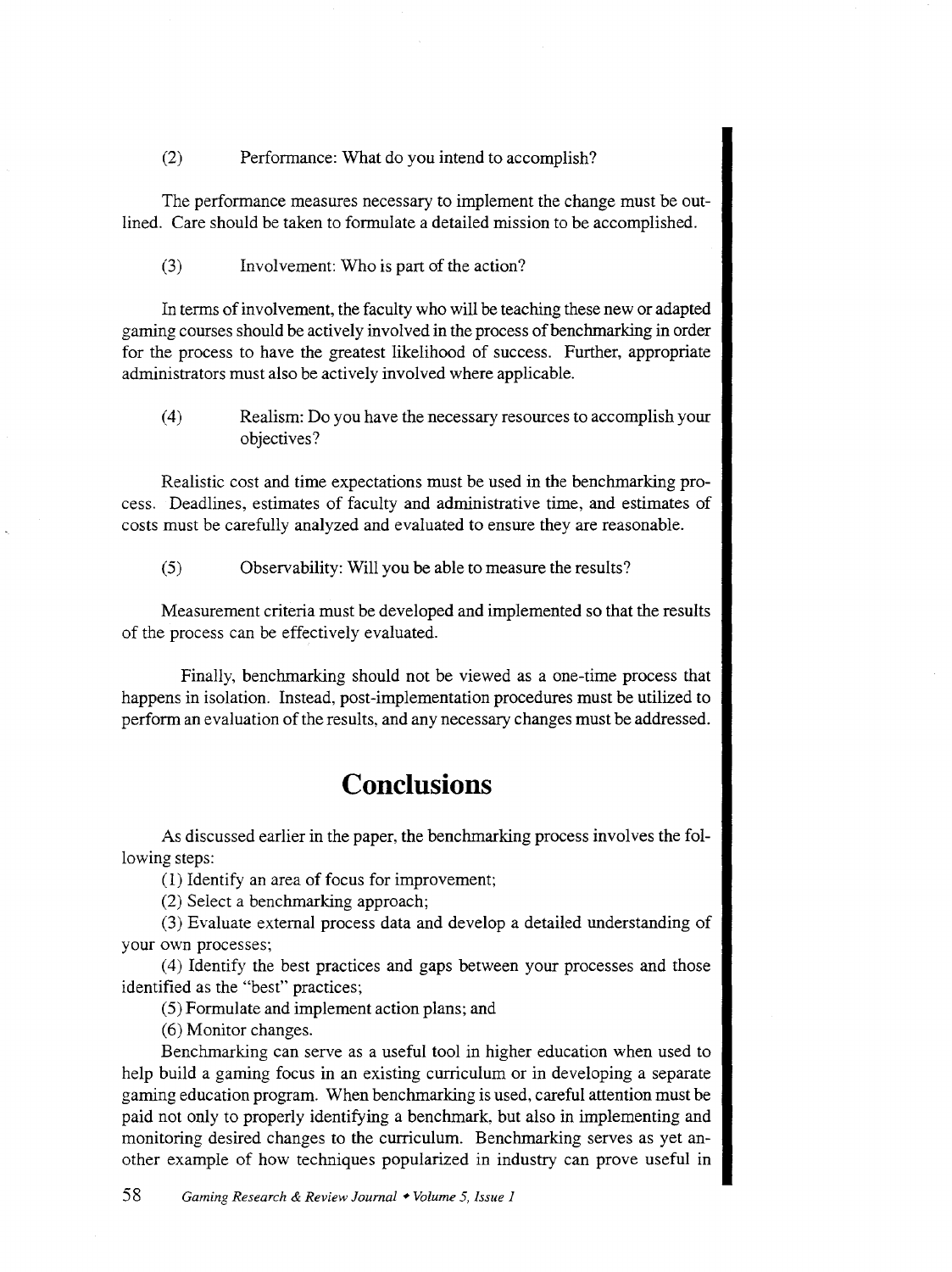(2) Performance: What do you intend to accomplish?

The performance measures necessary to implement the change must be outlined. Care should be taken to formulate a detailed mission to be accomplished.

(3) Involvement: Who is part of the action?

In terms of involvement, the faculty who will be teaching these new or adapted gaming courses should be actively involved in the process of benchmarking in order for the process to have the greatest likelihood of success. Further, appropriate administrators must also be actively involved where applicable.

(4) Realism: Do you have the necessary resources to accomplish your objectives?

Realistic cost and time expectations must be used in the benchmarking process. Deadlines, estimates of faculty and administrative time, and estimates of costs must be carefully analyzed and evaluated to ensure they are reasonable.

(5) Observability: Will you be able to measure the results?

Measurement criteria must be developed and implemented so that the results of the process can be effectively evaluated.

Finally, benchmarking should not be viewed as a one-time process that happens in isolation. Instead, post-implementation procedures must be utilized to perform an evaluation of the results, and any necessary changes must be addressed.

## Conclusions

As discussed earlier in the paper, the benchmarking process involves the following steps:

(1) Identify an area of focus for improvement;

(2) Select a benchmarking approach;

(3) Evaluate external process data and develop a detailed understanding of your own processes;

(4) Identify the best practices and gaps between your processes and those identified as the "best" practices;

(5) Formulate and implement action plans; and

(6) Monitor changes.

Benchmarking can serve as a useful tool in higher education when used to help build a gaming focus in an existing curriculum or in developing a separate gaming education program. When benchmarking is used, careful attention must be paid not only to properly identifying a benchmark, but also in implementing and monitoring desired changes to the curriculum. Benchmarking serves as yet another example of how techniques popularized in industry can prove useful in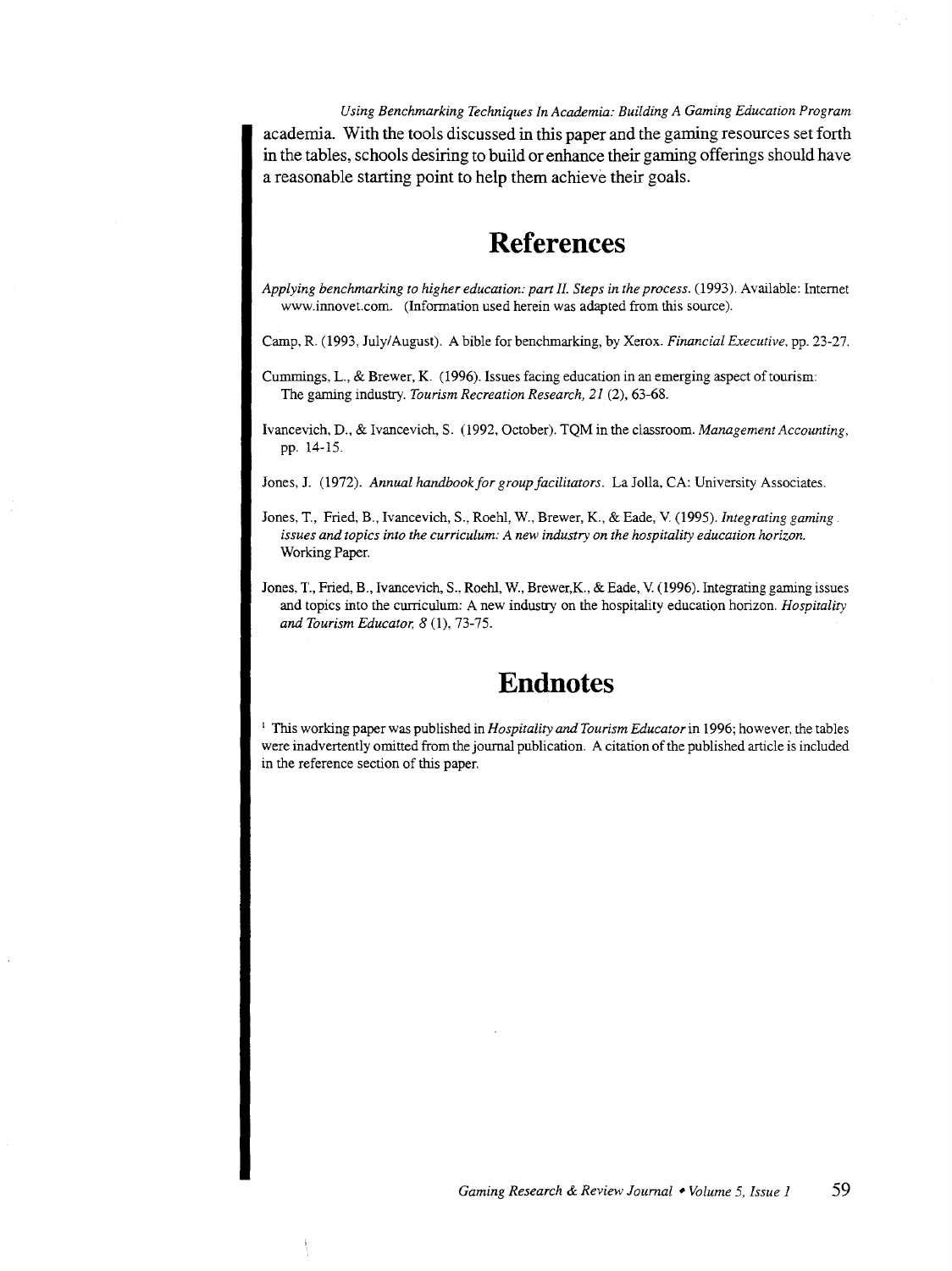academia. With the tools discussed in this paper and the gaming resources set forth in the tables, schools desiring to build or enhance their gaming offerings should have a reasonable starting point to help them achieve their goals.

# References

*Applying benchmarking to higher education: part II. Steps in the process.* (1993). Available: Internet www.innovet.com. (Information used herein was adapted from this source).

Camp, R. (1993, July/August). A bible for benchmarking, by Xerox. *Financial Executive*, pp. 23-27.

Cummings, L., & Brewer, K. (1996). Issues facing education in an emerging aspect of tourism: The gaming industry. *Tourism Recreation Research, 21* (2), 63-68.

Ivancevich, D., & Ivancevich, S. (1992, October). TQM in the classroom. *Management Accounting*, pp. 14-15.

Jones, J. (1972). *Annual handbook for group facilitators*. La Jolla, CA: University Associates.

Jones, T., Fried, B., Ivancevich, S., Roehl, W., Brewer, K., & Eade, V. (1995). *Integrating gaming issues and topics into the curriculum: A new industry on the hospitality education horizon.* Working Paper.

Jones, T., Fried, B., Ivancevich, S., Roehl, W., Brewer,K., & Eade, V. (1996). Integrating gaming issues and topics into the curriculum: A new industry on the hospitality education horizon. *Hospitality and Tourism Educator, 8* (1), 73-75.

# Endnotes

[1] This working paper was published in *Hospitality and Tourism Educator* in 1996; however, the tables were inadvertently omitted from the journal publication. A citation of the published article is included in the reference section of this paper.